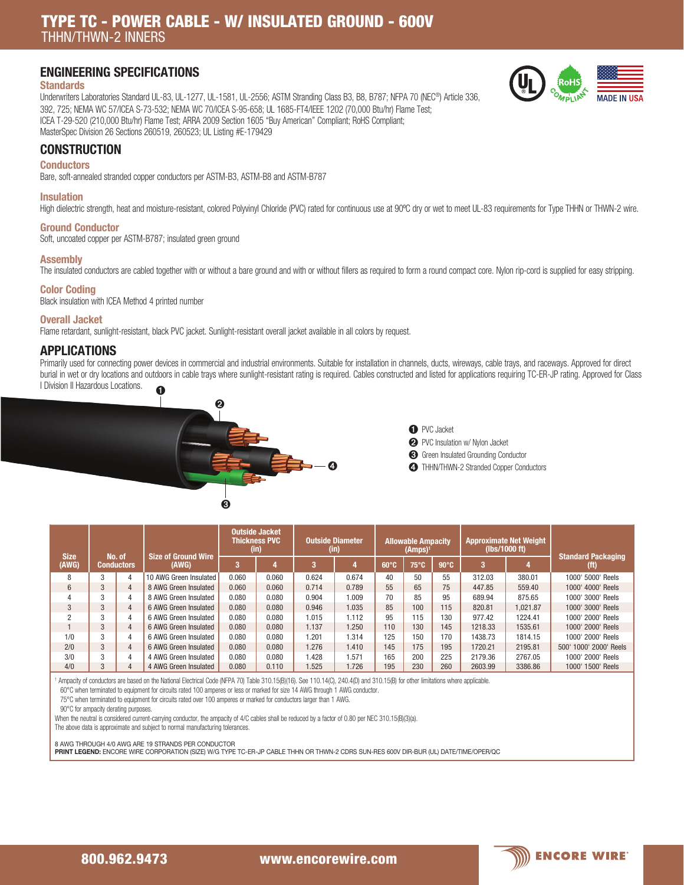# TYPE TC - POWER CABLE - W/ INSULATED GROUND - 600V

THHN/THWN-2 INNERS

## ENGINEERING SPECIFICATIONS

### Standards

Underwriters Laboratories Standard UL-83, UL-1277, UL-1581, UL-2556; ASTM Stranding Class B3, B8, B787; NFPA 70 (NEC®) Article 336, 392, 725; NEMA WC 57/ICEA S-73-532; NEMA WC 70/ICEA S-95-658; UL 1685-FT4/IEEE 1202 (70,000 Btu/hr) Flame Test; ICEA T-29-520 (210,000 Btu/hr) Flame Test; ARRA 2009 Section 1605 "Buy American" Compliant; RoHS Compliant; MasterSpec Division 26 Sections 260519, 260523; UL Listing #E-179429

## CONSTRUCTION

### Conductors

Bare, soft-annealed stranded copper conductors per ASTM-B3, ASTM-B8 and ASTM-B787

### Insulation

High dielectric strength, heat and moisture-resistant, colored Polyvinyl Chloride (PVC) rated for continuous use at 90ºC dry or wet to meet UL-83 requirements for Type THHN or THWN-2 wire.

### Ground Conductor

Soft, uncoated copper per ASTM-B787; insulated green ground

### Assembly

The insulated conductors are cabled together with or without a bare ground and with or without fillers as required to form a round compact core. Nylon rip-cord is supplied for easy stripping.

### Color Coding

Black insulation with ICEA Method 4 printed number

### Overall Jacket

Flame retardant, sunlight-resistant, black PVC jacket. Sunlight-resistant overall jacket available in all colors by request.

## APPLICATIONS

Primarily used for connecting power devices in commercial and industrial environments. Suitable for installation in channels, ducts, wireways, cable trays, and raceways. Approved for direct burial in wet or dry locations and outdoors in cable trays where sunlight-resistant rating is required. Cables constructed and listed for applications requiring TC-ER-JP rating. Approved for Class I Division II Hazardous Locations.

1. PVC Jacket
2. PVC Insulation w/ Nylon Jacket
3. Green Insulated Grounding Conductor
4. THHN/THWN-2 Stranded Copper Conductors

| Size (AWG) | No. of Conductors | | Size of Ground Wire (AWG) | Outside Jacket Thickness PVC (in) | | Outside Diameter (in) | | Allowable Ampacity (Amps)[1] | | | Approximate Net Weight (lbs/1000 ft) | | Standard Packaging (ft) |
|---|---|---|---|---|---|---|---|---|---|---|---|---|---|
| | | | | 3 | 4 | 3 | 4 | 60°C | 75°C | 90°C | 3 | 4 | |
| 8 | 3 | 4 | 10 AWG Green Insulated | 0.060 | 0.060 | 0.624 | 0.674 | 40 | 50 | 55 | 312.03 | 380.01 | 1000' 5000' Reels |
| 6 | 3 | 4 | 8 AWG Green Insulated | 0.060 | 0.060 | 0.714 | 0.789 | 55 | 65 | 75 | 447.85 | 559.40 | 1000' 4000' Reels |
| 4 | 3 | 4 | 8 AWG Green Insulated | 0.080 | 0.080 | 0.904 | 1.009 | 70 | 85 | 95 | 689.94 | 875.65 | 1000' 3000' Reels |
| 3 | 3 | 4 | 6 AWG Green Insulated | 0.080 | 0.080 | 0.946 | 1.035 | 85 | 100 | 115 | 820.81 | 1,021.87 | 1000' 3000' Reels |
| 2 | 3 | 4 | 6 AWG Green Insulated | 0.080 | 0.080 | 1.015 | 1.112 | 95 | 115 | 130 | 977.42 | 1224.41 | 1000' 2000' Reels |
| 1 | 3 | 4 | 6 AWG Green Insulated | 0.080 | 0.080 | 1.137 | 1.250 | 110 | 130 | 145 | 1218.33 | 1535.61 | 1000' 2000' Reels |
| 1/0 | 3 | 4 | 6 AWG Green Insulated | 0.080 | 0.080 | 1.201 | 1.314 | 125 | 150 | 170 | 1438.73 | 1814.15 | 1000' 2000' Reels |
| 2/0 | 3 | 4 | 6 AWG Green Insulated | 0.080 | 0.080 | 1.276 | 1.410 | 145 | 175 | 195 | 1720.21 | 2195.81 | 500' 1000' 2000' Reels |
| 3/0 | 3 | 4 | 4 AWG Green Insulated | 0.080 | 0.080 | 1.428 | 1.571 | 165 | 200 | 225 | 2179.36 | 2767.05 | 1000' 2000' Reels |
| 4/0 | 3 | 4 | 4 AWG Green Insulated | 0.080 | 0.110 | 1.525 | 1.726 | 195 | 230 | 260 | 2603.99 | 3386.86 | 1000' 1500' Reels |

[1] Ampacity of conductors are based on the National Electrical Code (NFPA 70) Table 310.15(B)(16). See 110.14(C), 240.4(D) and 310.15(B) for other limitations where applicable.
60°C when terminated to equipment for circuits rated 100 amperes or less or marked for size 14 AWG through 1 AWG conductor.
75°C when terminated to equipment for circuits rated over 100 amperes or marked for conductors larger than 1 AWG.
90°C for ampacity derating purposes.
When the neutral is considered current-carrying conductor, the ampacity of 4/C cables shall be reduced by a factor of 0.80 per NEC 310.15(B)(3)(a).
The above data is approximate and subject to normal manufacturing tolerances.

8 AWG THROUGH 4/0 AWG ARE 19 STRANDS PER CONDUCTOR

**PRINT LEGEND:** ENCORE WIRE CORPORATION (SIZE) W/G TYPE TC-ER-JP CABLE THHN OR THWN-2 CDRS SUN-RES 600V DIR-BUR (UL) DATE/TIME/OPER/QC

800.962.9473 www.encorewire.com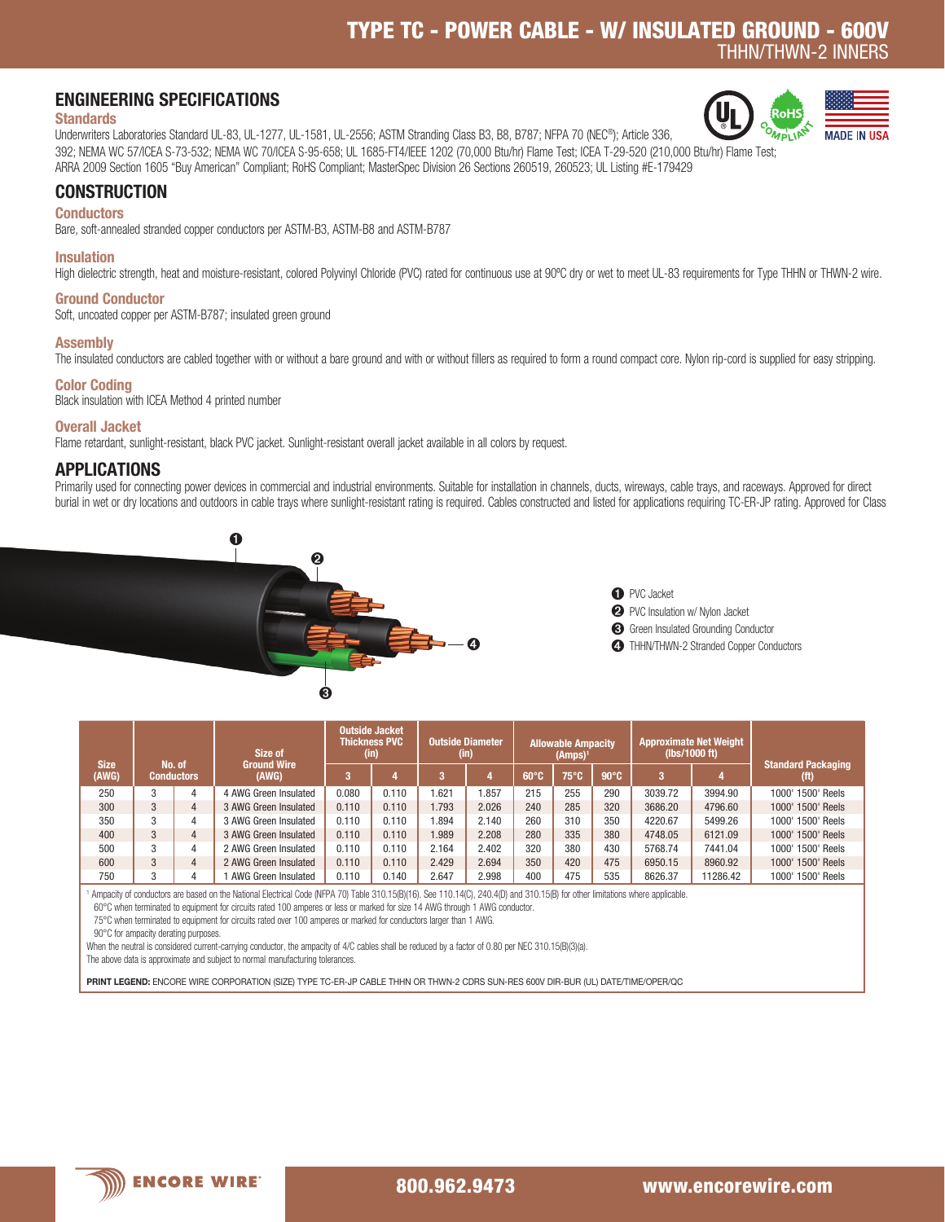# TYPE TC - POWER CABLE - W/ INSULATED GROUND - 600V

THHN/THWN-2 INNERS

## ENGINEERING SPECIFICATIONS

### Standards

Underwriters Laboratories Standard UL-83, UL-1277, UL-1581, UL-2556; ASTM Stranding Class B3, B8, B787; NFPA 70 (NEC®); Article 336, 392; NEMA WC 57/ICEA S-73-532; NEMA WC 70/ICEA S-95-658; UL 1685-FT4/IEEE 1202 (70,000 Btu/hr) Flame Test; ICEA T-29-520 (210,000 Btu/hr) Flame Test; ARRA 2009 Section 1605 "Buy American" Compliant; RoHS Compliant; MasterSpec Division 26 Sections 260519, 260523; UL Listing #E-179429

## CONSTRUCTION

### Conductors

Bare, soft-annealed stranded copper conductors per ASTM-B3, ASTM-B8 and ASTM-B787

### Insulation

High dielectric strength, heat and moisture-resistant, colored Polyvinyl Chloride (PVC) rated for continuous use at 90ºC dry or wet to meet UL-83 requirements for Type THHN or THWN-2 wire.

### Ground Conductor

Soft, uncoated copper per ASTM-B787; insulated green ground

### Assembly

The insulated conductors are cabled together with or without a bare ground and with or without fillers as required to form a round compact core. Nylon rip-cord is supplied for easy stripping.

### Color Coding

Black insulation with ICEA Method 4 printed number

### Overall Jacket

Flame retardant, sunlight-resistant, black PVC jacket. Sunlight-resistant overall jacket available in all colors by request.

## APPLICATIONS

Primarily used for connecting power devices in commercial and industrial environments. Suitable for installation in channels, ducts, wireways, cable trays, and raceways. Approved for direct burial in wet or dry locations and outdoors in cable trays where sunlight-resistant rating is required. Cables constructed and listed for applications requiring TC-ER-JP rating. Approved for Class

1. PVC Jacket
2. PVC Insulation w/ Nylon Jacket
3. Green Insulated Grounding Conductor
4. THHN/THWN-2 Stranded Copper Conductors

| Size (AWG) | No. of Conductors | | Size of Ground Wire (AWG) | Outside Jacket Thickness PVC (in) | | Outside Diameter (in) | | Allowable Ampacity (Amps)[1] | | | Approximate Net Weight (lbs/1000 ft) | | Standard Packaging (ft) |
|---|---|---|---|---|---|---|---|---|---|---|---|---|---|
| | | | | 3 | 4 | 3 | 4 | 60°C | 75°C | 90°C | 3 | 4 | |
| 250 | 3 | 4 | 4 AWG Green Insulated | 0.080 | 0.110 | 1.621 | 1.857 | 215 | 255 | 290 | 3039.72 | 3994.90 | 1000' 1500' Reels |
| 300 | 3 | 4 | 3 AWG Green Insulated | 0.110 | 0.110 | 1.793 | 2.026 | 240 | 285 | 320 | 3686.20 | 4796.60 | 1000' 1500' Reels |
| 350 | 3 | 4 | 3 AWG Green Insulated | 0.110 | 0.110 | 1.894 | 2.140 | 260 | 310 | 350 | 4220.67 | 5499.26 | 1000' 1500' Reels |
| 400 | 3 | 4 | 3 AWG Green Insulated | 0.110 | 0.110 | 1.989 | 2.208 | 280 | 335 | 380 | 4748.05 | 6121.09 | 1000' 1500' Reels |
| 500 | 3 | 4 | 2 AWG Green Insulated | 0.110 | 0.110 | 2.164 | 2.402 | 320 | 380 | 430 | 5768.74 | 7441.04 | 1000' 1500' Reels |
| 600 | 3 | 4 | 2 AWG Green Insulated | 0.110 | 0.110 | 2.429 | 2.694 | 350 | 420 | 475 | 6950.15 | 8960.92 | 1000' 1500' Reels |
| 750 | 3 | 4 | 1 AWG Green Insulated | 0.110 | 0.140 | 2.647 | 2.998 | 400 | 475 | 535 | 8626.37 | 11286.42 | 1000' 1500' Reels |

[1] Ampacity of conductors are based on the National Electrical Code (NFPA 70) Table 310.15(B)(16). See 110.14(C), 240.4(D) and 310.15(B) for other limitations where applicable.
60°C when terminated to equipment for circuits rated 100 amperes or less or marked for size 14 AWG through 1 AWG conductor.
75°C when terminated to equipment for circuits rated over 100 amperes or marked for conductors larger than 1 AWG.
90°C for ampacity derating purposes.
When the neutral is considered current-carrying conductor, the ampacity of 4/C cables shall be reduced by a factor of 0.80 per NEC 310.15(B)(3)(a).
The above data is approximate and subject to normal manufacturing tolerances.

**PRINT LEGEND:** ENCORE WIRE CORPORATION (SIZE) TYPE TC-ER-JP CABLE THHN OR THWN-2 CDRS SUN-RES 600V DIR-BUR (UL) DATE/TIME/OPER/QC

ENCORE WIRE 800.962.9473 www.encorewire.com